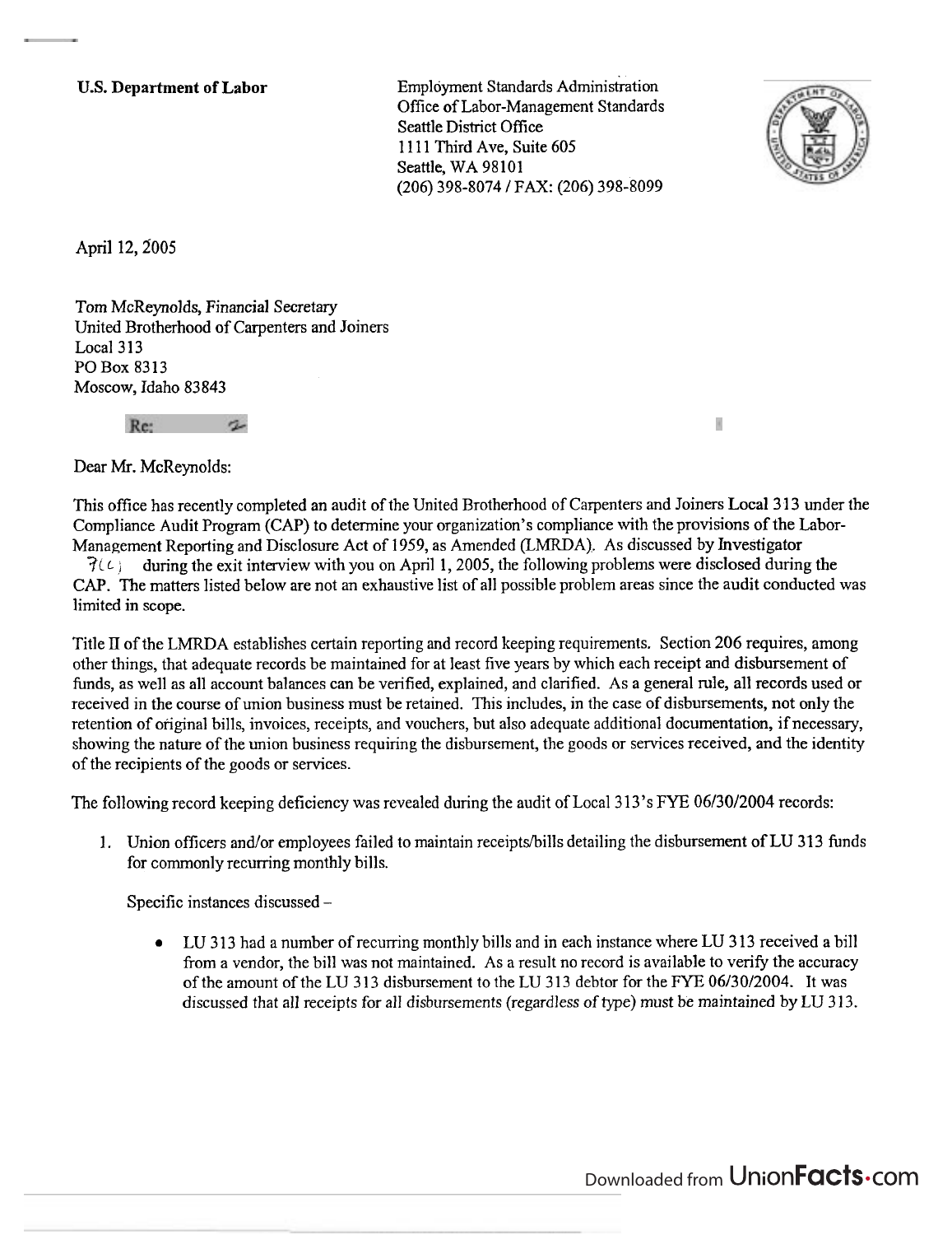**U.S. Department of Labor**

Employment Standards Administration
Office of Labor-Management Standards
Seattle District Office
1111 Third Ave, Suite 605
Seattle, WA 98101
(206) 398-8074 / FAX: (206) 398-8099

April 12, 2005

Tom McReynolds, Financial Secretary
United Brotherhood of Carpenters and Joiners
Local 313
PO Box 8313
Moscow, Idaho 83843

Re:

Dear Mr. McReynolds:

This office has recently completed an audit of the United Brotherhood of Carpenters and Joiners Local 313 under the Compliance Audit Program (CAP) to determine your organization's compliance with the provisions of the Labor-Management Reporting and Disclosure Act of 1959, as Amended (LMRDA). As discussed by Investigator 7(c) during the exit interview with you on April 1, 2005, the following problems were disclosed during the CAP. The matters listed below are not an exhaustive list of all possible problem areas since the audit conducted was limited in scope.

Title II of the LMRDA establishes certain reporting and record keeping requirements. Section 206 requires, among other things, that adequate records be maintained for at least five years by which each receipt and disbursement of funds, as well as all account balances can be verified, explained, and clarified. As a general rule, all records used or received in the course of union business must be retained. This includes, in the case of disbursements, not only the retention of original bills, invoices, receipts, and vouchers, but also adequate additional documentation, if necessary, showing the nature of the union business requiring the disbursement, the goods or services received, and the identity of the recipients of the goods or services.

The following record keeping deficiency was revealed during the audit of Local 313's FYE 06/30/2004 records:

1. Union officers and/or employees failed to maintain receipts/bills detailing the disbursement of LU 313 funds for commonly recurring monthly bills.

   Specific instances discussed –

   - LU 313 had a number of recurring monthly bills and in each instance where LU 313 received a bill from a vendor, the bill was not maintained. As a result no record is available to verify the accuracy of the amount of the LU 313 disbursement to the LU 313 debtor for the FYE 06/30/2004. It was discussed that all receipts for all disbursements (regardless of type) must be maintained by LU 313.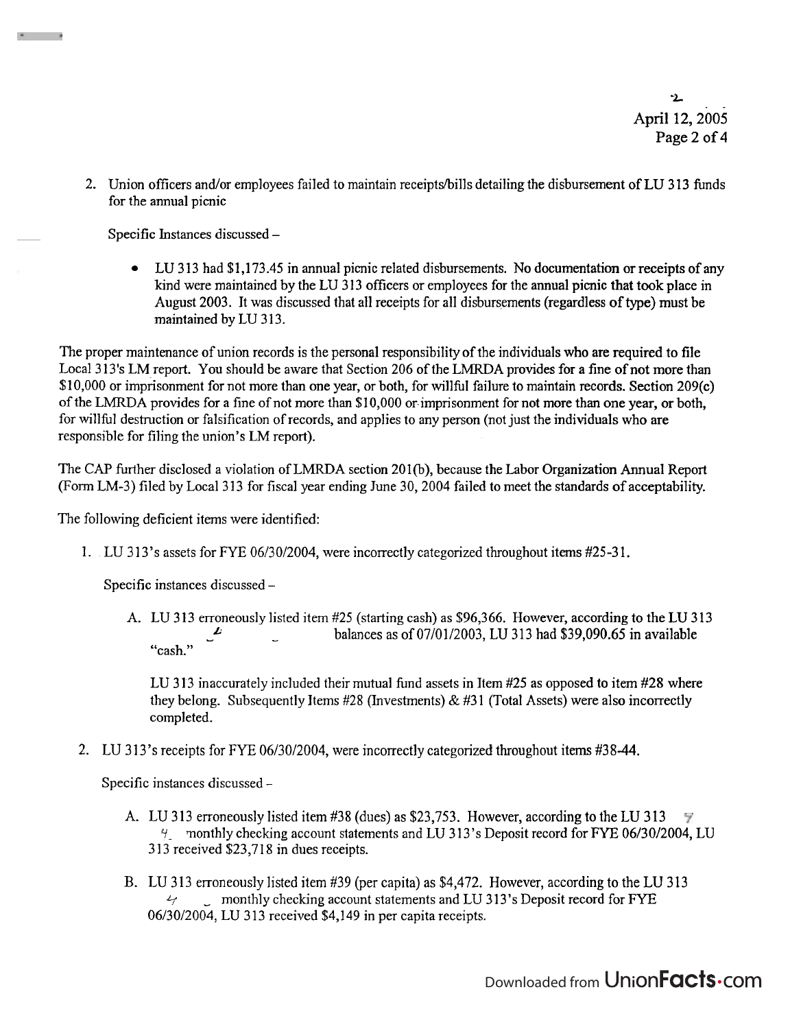2. Union officers and/or employees failed to maintain receipts/bills detailing the disbursement of LU 313 funds for the annual picnic

   Specific Instances discussed –

   - LU 313 had $1,173.45 in annual picnic related disbursements. No documentation or receipts of any kind were maintained by the LU 313 officers or employees for the annual picnic that took place in August 2003. It was discussed that all receipts for all disbursements (regardless of type) must be maintained by LU 313.

The proper maintenance of union records is the personal responsibility of the individuals who are required to file Local 313's LM report. You should be aware that Section 206 of the LMRDA provides for a fine of not more than $10,000 or imprisonment for not more than one year, or both, for willful failure to maintain records. Section 209(c) of the LMRDA provides for a fine of not more than $10,000 or imprisonment for not more than one year, or both, for willful destruction or falsification of records, and applies to any person (not just the individuals who are responsible for filing the union's LM report).

The CAP further disclosed a violation of LMRDA section 201(b), because the Labor Organization Annual Report (Form LM-3) filed by Local 313 for fiscal year ending June 30, 2004 failed to meet the standards of acceptability.

The following deficient items were identified:

1. LU 313's assets for FYE 06/30/2004, were incorrectly categorized throughout items #25-31.

   Specific instances discussed –

   A. LU 313 erroneously listed item #25 (starting cash) as $96,366. However, according to the LU 313 balances as of 07/01/2003, LU 313 had $39,090.65 in available "cash."

      LU 313 inaccurately included their mutual fund assets in Item #25 as opposed to item #28 where they belong. Subsequently Items #28 (Investments) & #31 (Total Assets) were also incorrectly completed.

2. LU 313's receipts for FYE 06/30/2004, were incorrectly categorized throughout items #38-44.

   Specific instances discussed –

   A. LU 313 erroneously listed item #38 (dues) as $23,753. However, according to the LU 313 monthly checking account statements and LU 313's Deposit record for FYE 06/30/2004, LU 313 received $23,718 in dues receipts.

   B. LU 313 erroneously listed item #39 (per capita) as $4,472. However, according to the LU 313 monthly checking account statements and LU 313's Deposit record for FYE 06/30/2004, LU 313 received $4,149 in per capita receipts.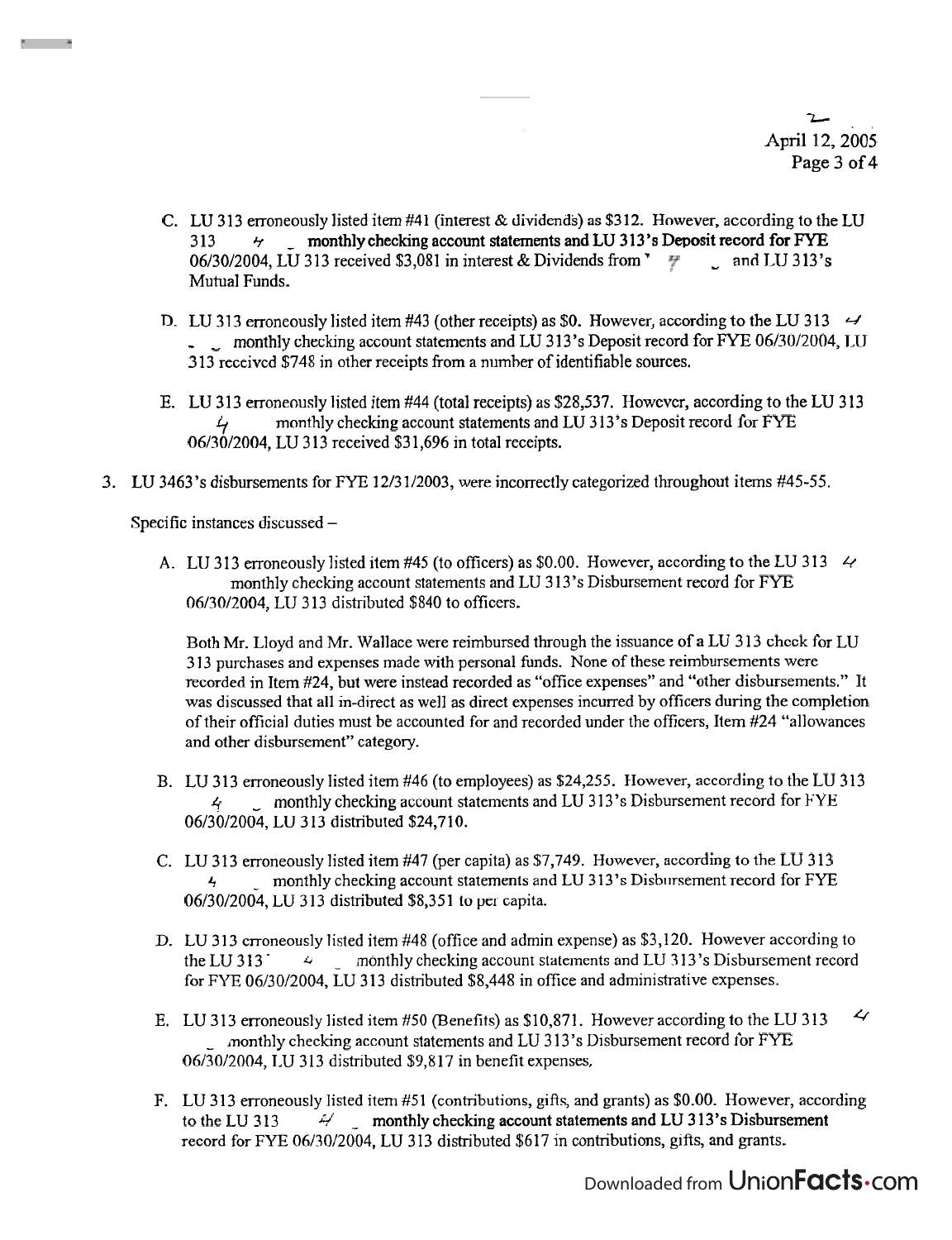C. LU 313 erroneously listed item #41 (interest & dividends) as $312. However, according to the LU 313 4 monthly checking account statements and LU 313's Deposit record for FYE 06/30/2004, LU 313 received $3,081 in interest & Dividends from 7 and LU 313's Mutual Funds.

D. LU 313 erroneously listed item #43 (other receipts) as $0. However, according to the LU 313 4 monthly checking account statements and LU 313's Deposit record for FYE 06/30/2004, LU 313 received $748 in other receipts from a number of identifiable sources.

E. LU 313 erroneously listed item #44 (total receipts) as $28,537. However, according to the LU 313 4 monthly checking account statements and LU 313's Deposit record for FYE 06/30/2004, LU 313 received $31,696 in total receipts.

3. LU 3463's disbursements for FYE 12/31/2003, were incorrectly categorized throughout items #45-55.

Specific instances discussed –

A. LU 313 erroneously listed item #45 (to officers) as $0.00. However, according to the LU 313 4 monthly checking account statements and LU 313's Disbursement record for FYE 06/30/2004, LU 313 distributed $840 to officers.

Both Mr. Lloyd and Mr. Wallace were reimbursed through the issuance of a LU 313 check for LU 313 purchases and expenses made with personal funds. None of these reimbursements were recorded in Item #24, but were instead recorded as "office expenses" and "other disbursements." It was discussed that all in-direct as well as direct expenses incurred by officers during the completion of their official duties must be accounted for and recorded under the officers, Item #24 "allowances and other disbursement" category.

B. LU 313 erroneously listed item #46 (to employees) as $24,255. However, according to the LU 313 4 monthly checking account statements and LU 313's Disbursement record for FYE 06/30/2004, LU 313 distributed $24,710.

C. LU 313 erroneously listed item #47 (per capita) as $7,749. However, according to the LU 313 4 monthly checking account statements and LU 313's Disbursement record for FYE 06/30/2004, LU 313 distributed $8,351 to per capita.

D. LU 313 erroneously listed item #48 (office and admin expense) as $3,120. However according to the LU 313 4 monthly checking account statements and LU 313's Disbursement record for FYE 06/30/2004, LU 313 distributed $8,448 in office and administrative expenses.

E. LU 313 erroneously listed item #50 (Benefits) as $10,871. However according to the LU 313 4 monthly checking account statements and LU 313's Disbursement record for FYE 06/30/2004, LU 313 distributed $9,817 in benefit expenses.

F. LU 313 erroneously listed item #51 (contributions, gifts, and grants) as $0.00. However, according to the LU 313 4 monthly checking account statements and LU 313's Disbursement record for FYE 06/30/2004, LU 313 distributed $617 in contributions, gifts, and grants.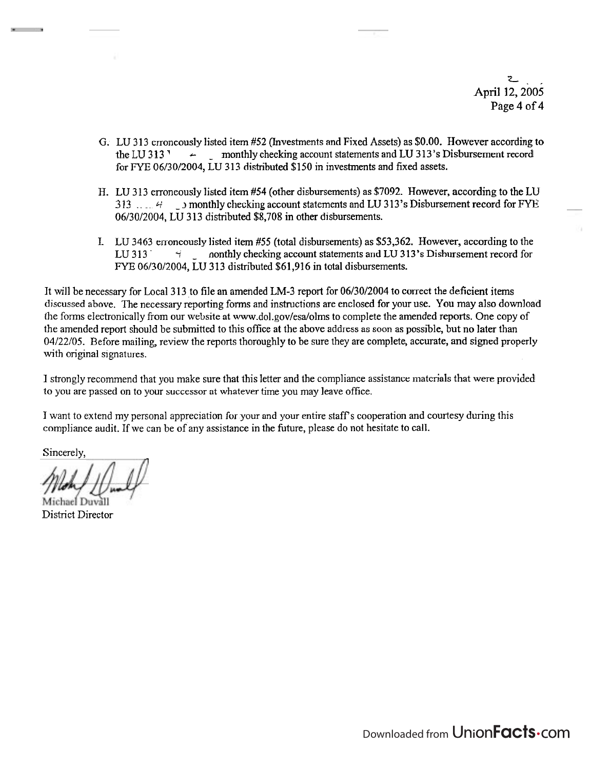April 12, 2005

G. LU 313 erroneously listed item #52 (Investments and Fixed Assets) as $0.00. However according to the LU 313 monthly checking account statements and LU 313's Disbursement record for FYE 06/30/2004, LU 313 distributed $150 in investments and fixed assets.

H. LU 313 erroneously listed item #54 (other disbursements) as $7092. However, according to the LU 313 monthly checking account statements and LU 313's Disbursement record for FYE 06/30/2004, LU 313 distributed $8,708 in other disbursements.

I. LU 3463 erroneously listed item #55 (total disbursements) as $53,362. However, according to the LU 313 monthly checking account statements and LU 313's Disbursement record for FYE 06/30/2004, LU 313 distributed $61,916 in total disbursements.

It will be necessary for Local 313 to file an amended LM-3 report for 06/30/2004 to correct the deficient items discussed above. The necessary reporting forms and instructions are enclosed for your use. You may also download the forms electronically from our website at www.dol.gov/esa/olms to complete the amended reports. One copy of the amended report should be submitted to this office at the above address as soon as possible, but no later than 04/22/05. Before mailing, review the reports thoroughly to be sure they are complete, accurate, and signed properly with original signatures.

I strongly recommend that you make sure that this letter and the compliance assistance materials that were provided to you are passed on to your successor at whatever time you may leave office.

I want to extend my personal appreciation for your and your entire staff's cooperation and courtesy during this compliance audit. If we can be of any assistance in the future, please do not hesitate to call.

Sincerely,

Michael Duvall
District Director